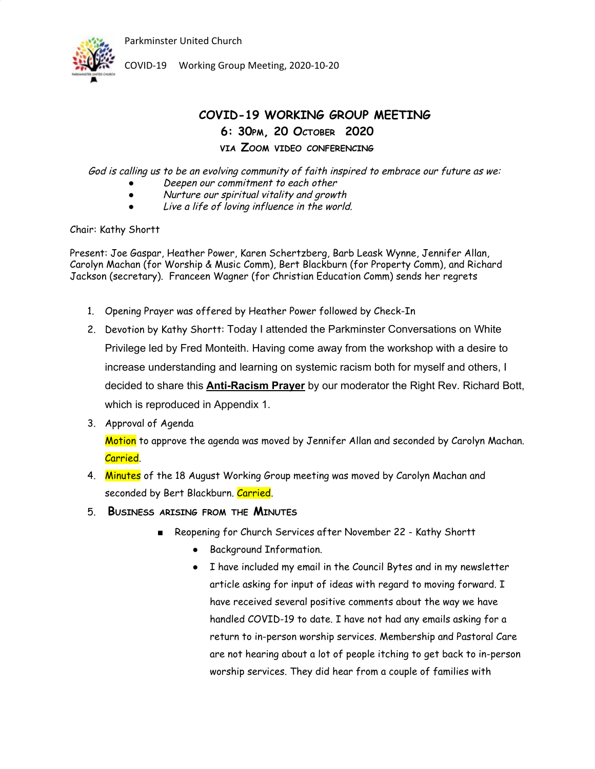# COVID-19 WORKING GROUP MEETING

## 6: 30PM, 20 OCTOBER 2020

### VIA ZOOM VIDEO CONFERENCING

*God is calling us to be an evolving community of faith inspired to embrace our future as we:*

- *Deepen our commitment to each other*
- *Nurture our spiritual vitality and growth*
- *Live a life of loving influence in the world.*

Chair: Kathy Shortt

Present: Joe Gaspar, Heather Power, Karen Schertzberg, Barb Leask Wynne, Jennifer Allan, Carolyn Machan (for Worship & Music Comm), Bert Blackburn (for Property Comm), and Richard Jackson (secretary). Franceen Wagner (for Christian Education Comm) sends her regrets

1. Opening Prayer was offered by Heather Power followed by Check-In
2. Devotion by Kathy Shortt: Today I attended the Parkminster Conversations on White Privilege led by Fred Monteith. Having come away from the workshop with a desire to increase understanding and learning on systemic racism both for myself and others, I decided to share this **Anti-Racism Prayer** by our moderator the Right Rev. Richard Bott, which is reproduced in Appendix 1.
3. Approval of Agenda

   Motion to approve the agenda was moved by Jennifer Allan and seconded by Carolyn Machan. Carried.
4. Minutes of the 18 August Working Group meeting was moved by Carolyn Machan and seconded by Bert Blackburn. Carried.
5. **BUSINESS ARISING FROM THE MINUTES**
   - Reopening for Church Services after November 22 - Kathy Shortt
     - Background Information.
     - I have included my email in the Council Bytes and in my newsletter article asking for input of ideas with regard to moving forward. I have received several positive comments about the way we have handled COVID-19 to date. I have not had any emails asking for a return to in-person worship services. Membership and Pastoral Care are not hearing about a lot of people itching to get back to in-person worship services. They did hear from a couple of families with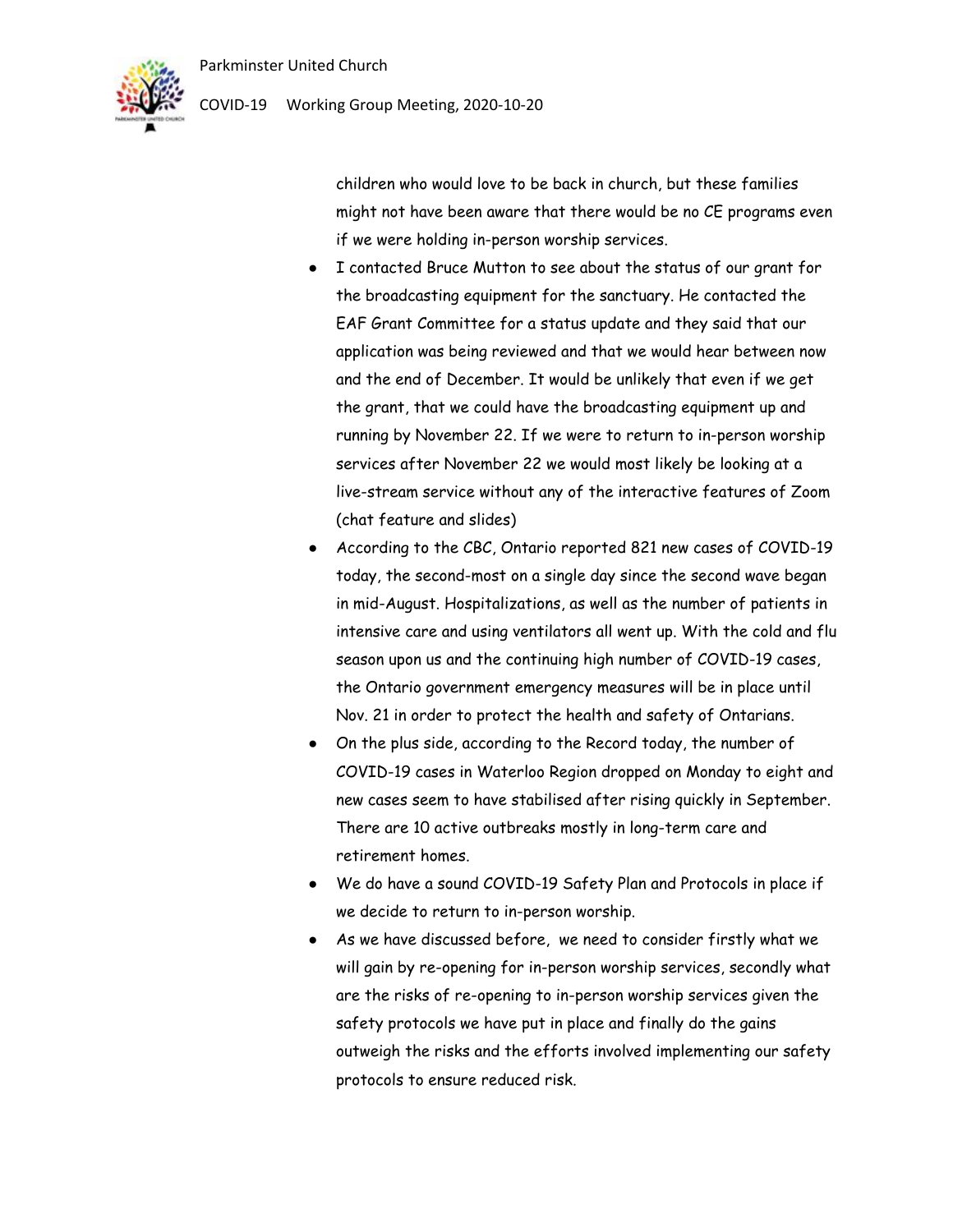children who would love to be back in church, but these families might not have been aware that there would be no CE programs even if we were holding in-person worship services.

- I contacted Bruce Mutton to see about the status of our grant for the broadcasting equipment for the sanctuary. He contacted the EAF Grant Committee for a status update and they said that our application was being reviewed and that we would hear between now and the end of December. It would be unlikely that even if we get the grant, that we could have the broadcasting equipment up and running by November 22. If we were to return to in-person worship services after November 22 we would most likely be looking at a live-stream service without any of the interactive features of Zoom (chat feature and slides)
- According to the CBC, Ontario reported 821 new cases of COVID-19 today, the second-most on a single day since the second wave began in mid-August. Hospitalizations, as well as the number of patients in intensive care and using ventilators all went up. With the cold and flu season upon us and the continuing high number of COVID-19 cases, the Ontario government emergency measures will be in place until Nov. 21 in order to protect the health and safety of Ontarians.
- On the plus side, according to the Record today, the number of COVID-19 cases in Waterloo Region dropped on Monday to eight and new cases seem to have stabilised after rising quickly in September. There are 10 active outbreaks mostly in long-term care and retirement homes.
- We do have a sound COVID-19 Safety Plan and Protocols in place if we decide to return to in-person worship.
- As we have discussed before, we need to consider firstly what we will gain by re-opening for in-person worship services, secondly what are the risks of re-opening to in-person worship services given the safety protocols we have put in place and finally do the gains outweigh the risks and the efforts involved implementing our safety protocols to ensure reduced risk.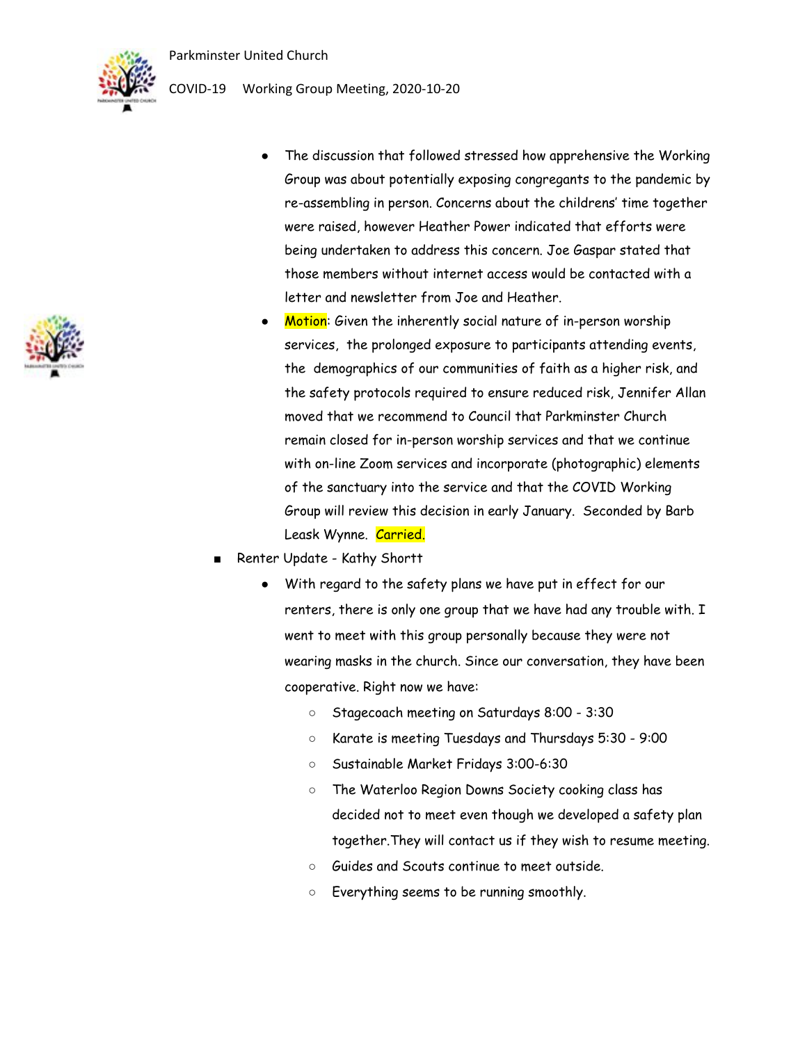- The discussion that followed stressed how apprehensive the Working Group was about potentially exposing congregants to the pandemic by re-assembling in person. Concerns about the childrens' time together were raised, however Heather Power indicated that efforts were being undertaken to address this concern. Joe Gaspar stated that those members without internet access would be contacted with a letter and newsletter from Joe and Heather.
- Motion: Given the inherently social nature of in-person worship services, the prolonged exposure to participants attending events, the demographics of our communities of faith as a higher risk, and the safety protocols required to ensure reduced risk, Jennifer Allan moved that we recommend to Council that Parkminster Church remain closed for in-person worship services and that we continue with on-line Zoom services and incorporate (photographic) elements of the sanctuary into the service and that the COVID Working Group will review this decision in early January. Seconded by Barb Leask Wynne. Carried.

- Renter Update - Kathy Shortt
  - With regard to the safety plans we have put in effect for our renters, there is only one group that we have had any trouble with. I went to meet with this group personally because they were not wearing masks in the church. Since our conversation, they have been cooperative. Right now we have:
    - Stagecoach meeting on Saturdays 8:00 - 3:30
    - Karate is meeting Tuesdays and Thursdays 5:30 - 9:00
    - Sustainable Market Fridays 3:00-6:30
    - The Waterloo Region Downs Society cooking class has decided not to meet even though we developed a safety plan together.They will contact us if they wish to resume meeting.
    - Guides and Scouts continue to meet outside.
    - Everything seems to be running smoothly.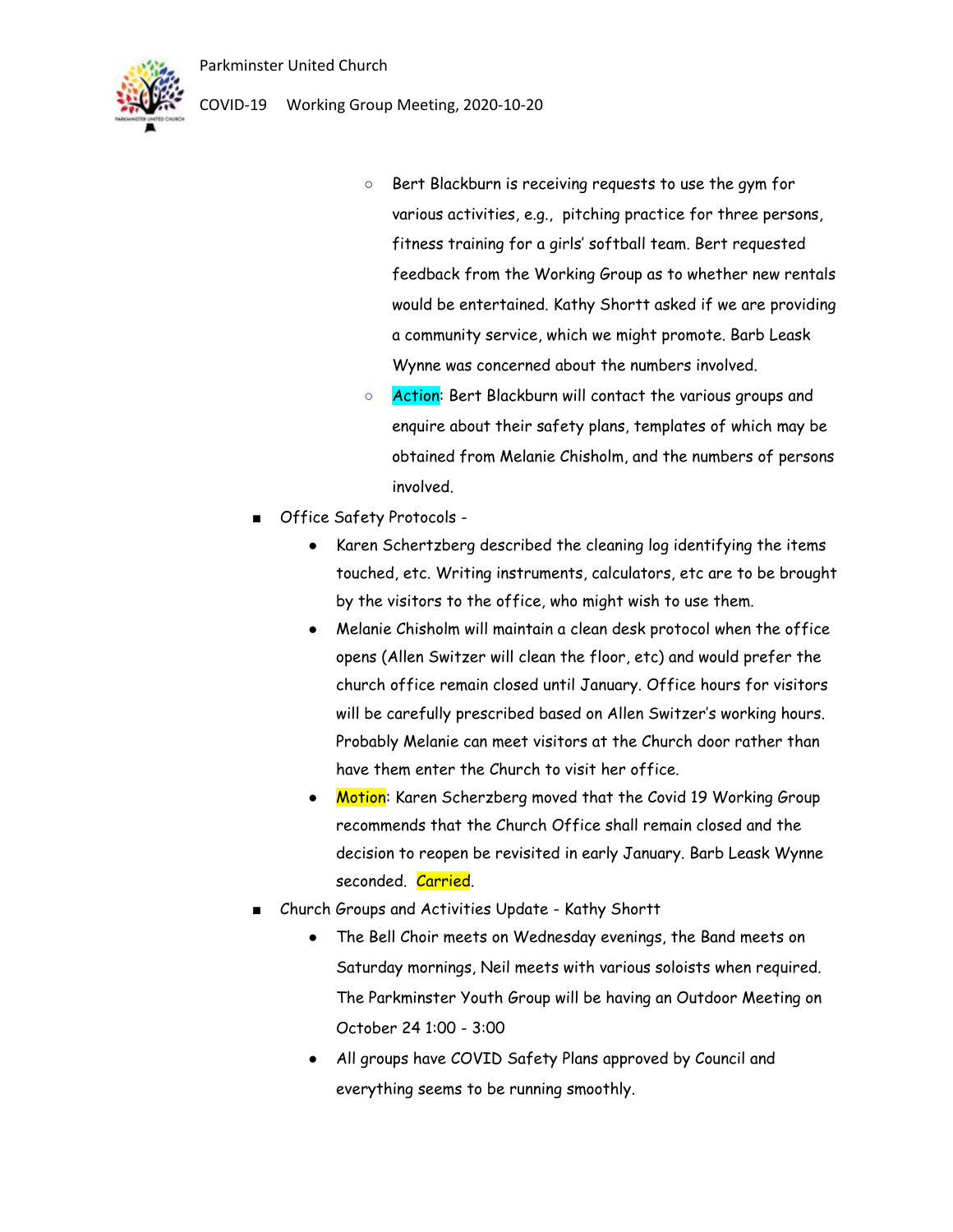- Bert Blackburn is receiving requests to use the gym for various activities, e.g., pitching practice for three persons, fitness training for a girls' softball team. Bert requested feedback from the Working Group as to whether new rentals would be entertained. Kathy Shortt asked if we are providing a community service, which we might promote. Barb Leask Wynne was concerned about the numbers involved.
        - Action: Bert Blackburn will contact the various groups and enquire about their safety plans, templates of which may be obtained from Melanie Chisholm, and the numbers of persons involved.
- Office Safety Protocols -
    - Karen Schertzberg described the cleaning log identifying the items touched, etc. Writing instruments, calculators, etc are to be brought by the visitors to the office, who might wish to use them.
    - Melanie Chisholm will maintain a clean desk protocol when the office opens (Allen Switzer will clean the floor, etc) and would prefer the church office remain closed until January. Office hours for visitors will be carefully prescribed based on Allen Switzer's working hours. Probably Melanie can meet visitors at the Church door rather than have them enter the Church to visit her office.
    - Motion: Karen Scherzberg moved that the Covid 19 Working Group recommends that the Church Office shall remain closed and the decision to reopen be revisited in early January. Barb Leask Wynne seconded. Carried.
- Church Groups and Activities Update - Kathy Shortt
    - The Bell Choir meets on Wednesday evenings, the Band meets on Saturday mornings, Neil meets with various soloists when required. The Parkminster Youth Group will be having an Outdoor Meeting on October 24 1:00 - 3:00
    - All groups have COVID Safety Plans approved by Council and everything seems to be running smoothly.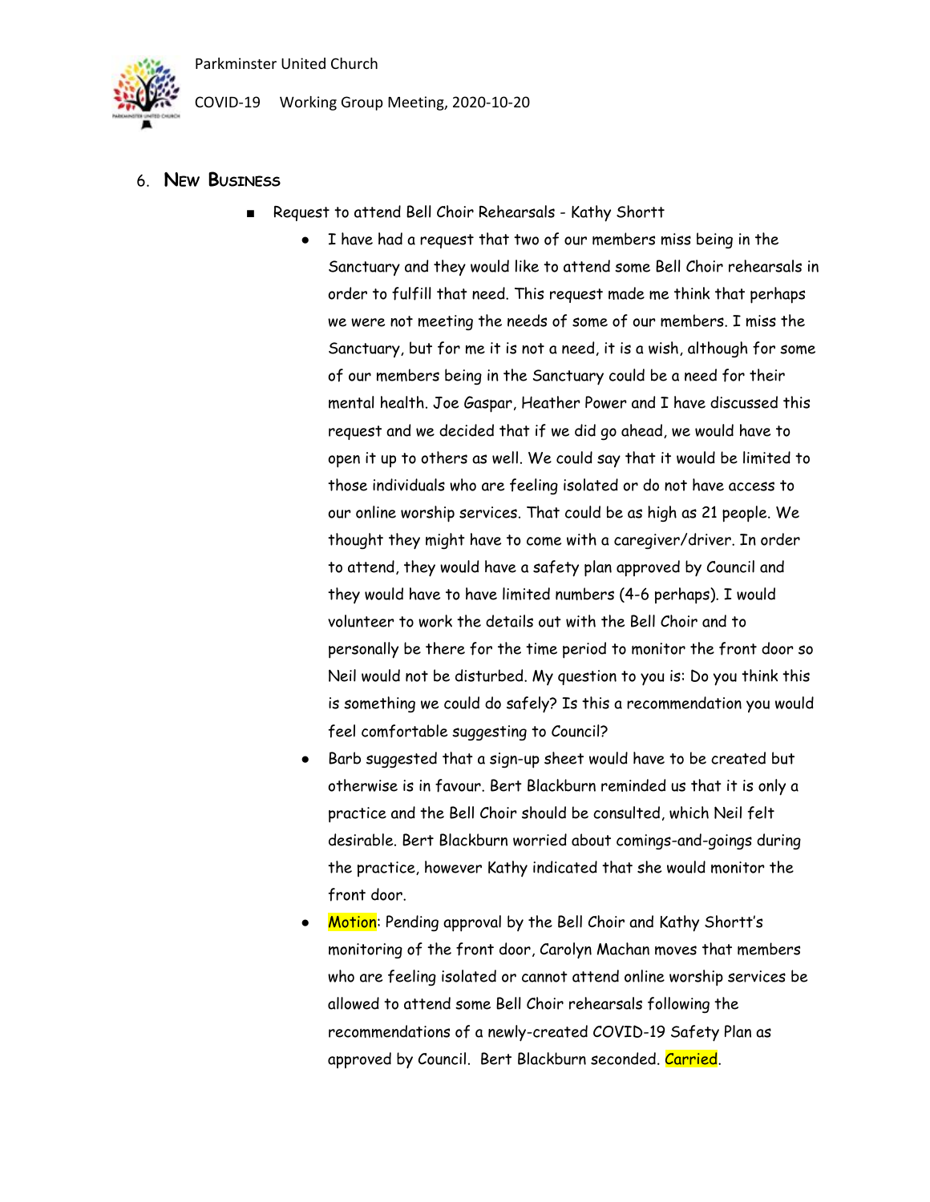6. **New Business**

- Request to attend Bell Choir Rehearsals - Kathy Shortt
    - I have had a request that two of our members miss being in the Sanctuary and they would like to attend some Bell Choir rehearsals in order to fulfill that need. This request made me think that perhaps we were not meeting the needs of some of our members. I miss the Sanctuary, but for me it is not a need, it is a wish, although for some of our members being in the Sanctuary could be a need for their mental health. Joe Gaspar, Heather Power and I have discussed this request and we decided that if we did go ahead, we would have to open it up to others as well. We could say that it would be limited to those individuals who are feeling isolated or do not have access to our online worship services. That could be as high as 21 people. We thought they might have to come with a caregiver/driver. In order to attend, they would have a safety plan approved by Council and they would have to have limited numbers (4-6 perhaps). I would volunteer to work the details out with the Bell Choir and to personally be there for the time period to monitor the front door so Neil would not be disturbed. My question to you is: Do you think this is something we could do safely? Is this a recommendation you would feel comfortable suggesting to Council?
    - Barb suggested that a sign-up sheet would have to be created but otherwise is in favour. Bert Blackburn reminded us that it is only a practice and the Bell Choir should be consulted, which Neil felt desirable. Bert Blackburn worried about comings-and-goings during the practice, however Kathy indicated that she would monitor the front door.
    - Motion: Pending approval by the Bell Choir and Kathy Shortt's monitoring of the front door, Carolyn Machan moves that members who are feeling isolated or cannot attend online worship services be allowed to attend some Bell Choir rehearsals following the recommendations of a newly-created COVID-19 Safety Plan as approved by Council. Bert Blackburn seconded. Carried.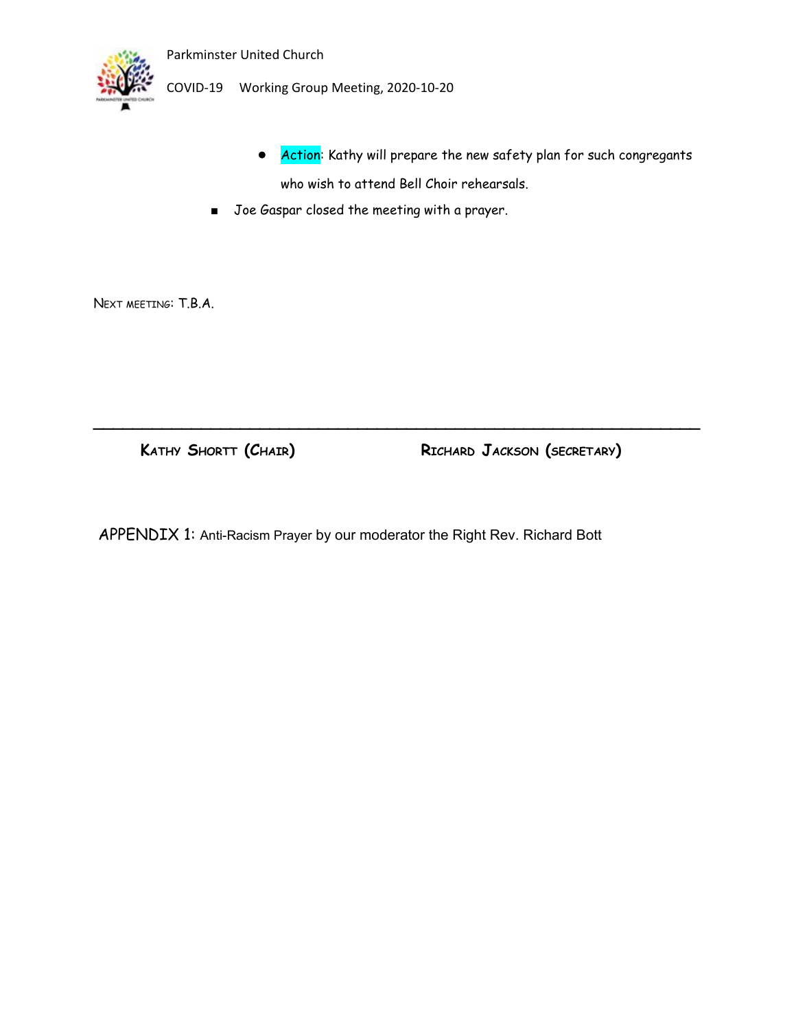- **Action**: Kathy will prepare the new safety plan for such congregants who wish to attend Bell Choir rehearsals.

- Joe Gaspar closed the meeting with a prayer.

NEXT MEETING: T.B.A.

---

**KATHY SHORTT (CHAIR)** **RICHARD JACKSON (SECRETARY)**

APPENDIX 1: Anti-Racism Prayer by our moderator the Right Rev. Richard Bott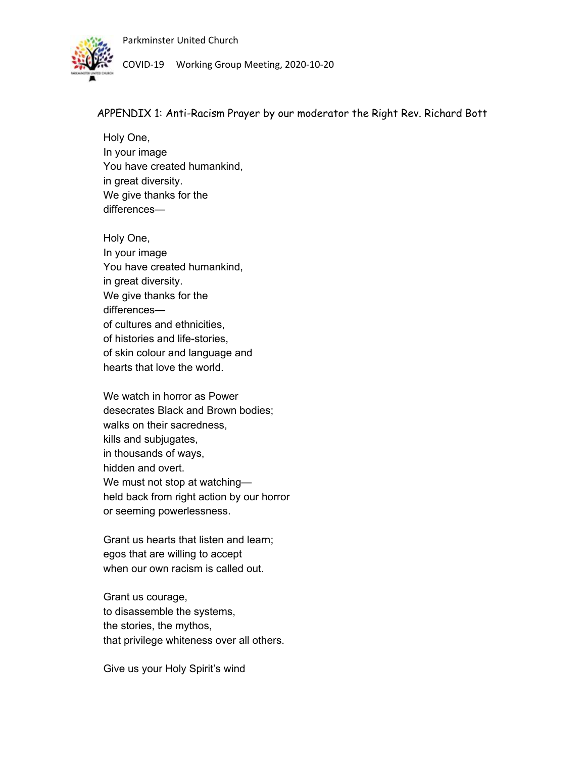## APPENDIX 1: Anti-Racism Prayer by our moderator the Right Rev. Richard Bott

Holy One,
In your image
You have created humankind,
in great diversity.
We give thanks for the
differences—

Holy One,
In your image
You have created humankind,
in great diversity.
We give thanks for the
differences—
of cultures and ethnicities,
of histories and life-stories,
of skin colour and language and
hearts that love the world.

We watch in horror as Power
desecrates Black and Brown bodies;
walks on their sacredness,
kills and subjugates,
in thousands of ways,
hidden and overt.
We must not stop at watching—
held back from right action by our horror
or seeming powerlessness.

Grant us hearts that listen and learn;
egos that are willing to accept
when our own racism is called out.

Grant us courage,
to disassemble the systems,
the stories, the mythos,
that privilege whiteness over all others.

Give us your Holy Spirit's wind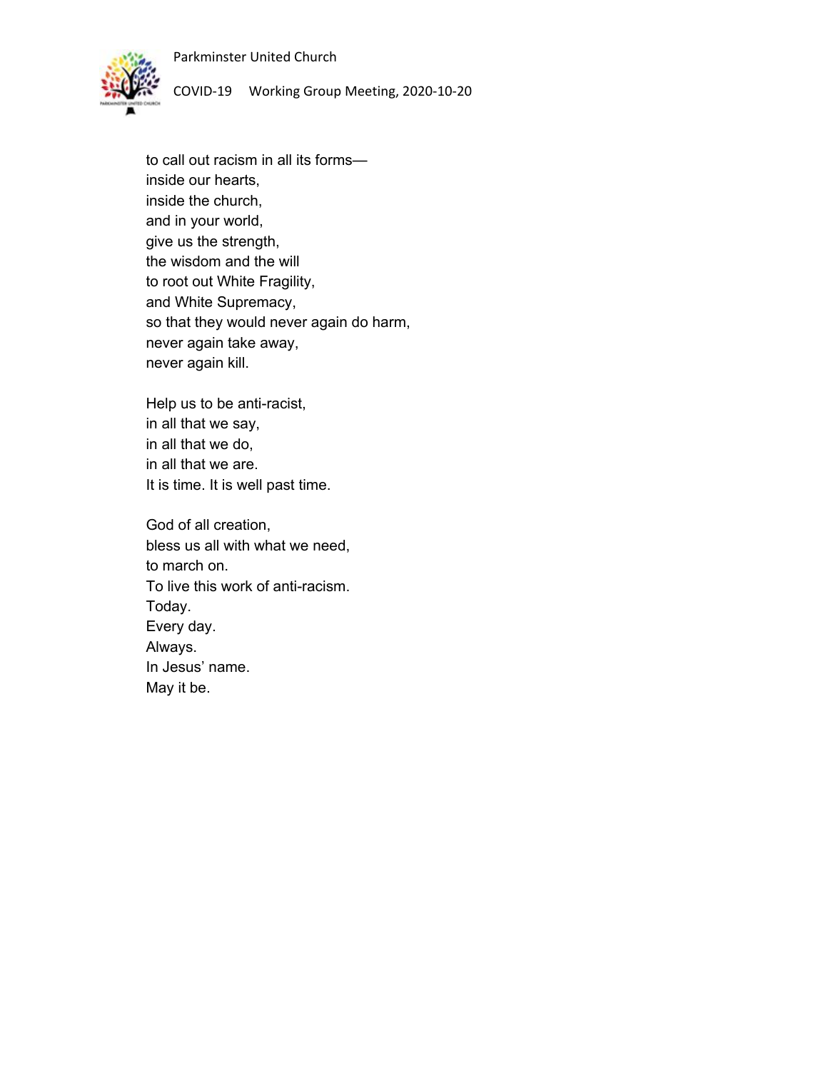to call out racism in all its forms—
inside our hearts,
inside the church,
and in your world,
give us the strength,
the wisdom and the will
to root out White Fragility,
and White Supremacy,
so that they would never again do harm,
never again take away,
never again kill.

Help us to be anti-racist,
in all that we say,
in all that we do,
in all that we are.
It is time. It is well past time.

God of all creation,
bless us all with what we need,
to march on.
To live this work of anti-racism.
Today.
Every day.
Always.
In Jesus' name.
May it be.